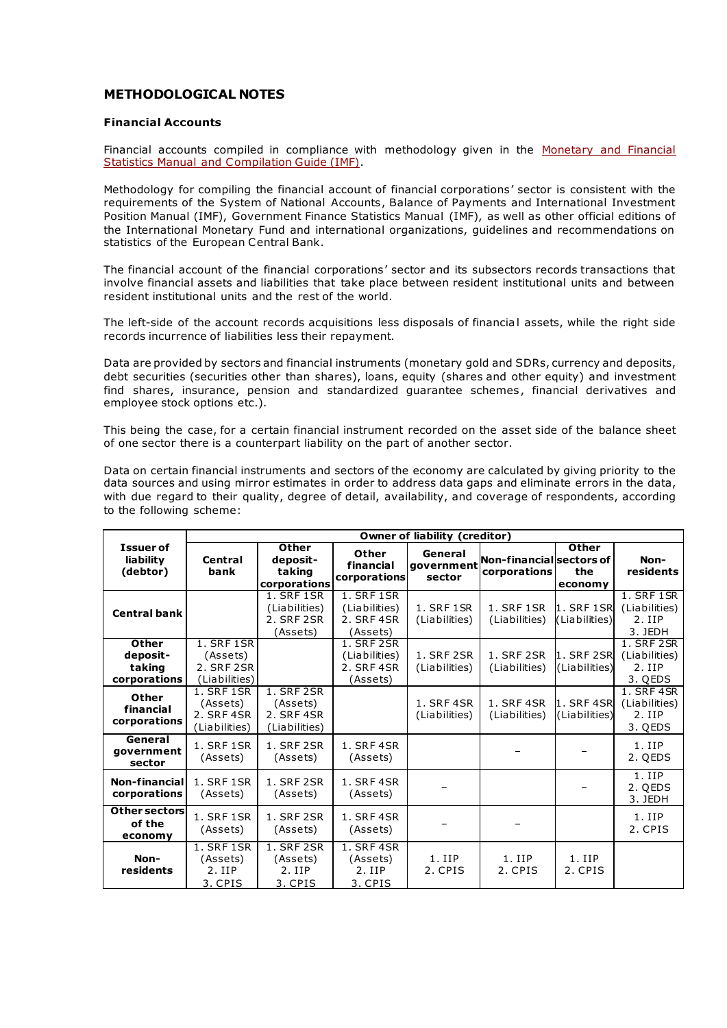## METHODOLOGICAL NOTES

### Financial Accounts

Financial accounts compiled in compliance with methodology given in the Monetary and Financial Statistics Manual and Compilation Guide (IMF).

Methodology for compiling the financial account of financial corporations' sector is consistent with the requirements of the System of National Accounts, Balance of Payments and International Investment Position Manual (IMF), Government Finance Statistics Manual (IMF), as well as other official editions of the International Monetary Fund and international organizations, guidelines and recommendations on statistics of the European Central Bank.

The financial account of the financial corporations' sector and its subsectors records transactions that involve financial assets and liabilities that take place between resident institutional units and between resident institutional units and the rest of the world.

The left-side of the account records acquisitions less disposals of financial assets, while the right side records incurrence of liabilities less their repayment.

Data are provided by sectors and financial instruments (monetary gold and SDRs, currency and deposits, debt securities (securities other than shares), loans, equity (shares and other equity) and investment find shares, insurance, pension and standardized guarantee schemes, financial derivatives and employee stock options etc.).

This being the case, for a certain financial instrument recorded on the asset side of the balance sheet of one sector there is a counterpart liability on the part of another sector.

Data on certain financial instruments and sectors of the economy are calculated by giving priority to the data sources and using mirror estimates in order to address data gaps and eliminate errors in the data, with due regard to their quality, degree of detail, availability, and coverage of respondents, according to the following scheme:

| Issuer of liability (debtor) | Owner of liability (creditor) | | | | | | |
|---|---|---|---|---|---|---|---|
| | **Central bank** | **Other deposit-taking corporations** | **Other financial corporations** | **General government sector** | **Non-financial corporations** | **Other sectors of the economy** | **Non-residents** |
| **Central bank** | | 1. SRF 1SR (Liabilities) 2. SRF 2SR (Assets) | 1. SRF 1SR (Liabilities) 2. SRF 4SR (Assets) | 1. SRF 1SR (Liabilities) | 1. SRF 1SR (Liabilities) | 1. SRF 1SR (Liabilities) | 1. SRF 1SR (Liabilities) 2. IIP 3. JEDH |
| **Other deposit-taking corporations** | 1. SRF 1SR (Assets) 2. SRF 2SR (Liabilities) | | 1. SRF 2SR (Liabilities) 2. SRF 4SR (Assets) | 1. SRF 2SR (Liabilities) | 1. SRF 2SR (Liabilities) | 1. SRF 2SR (Liabilities) | 1. SRF 2SR (Liabilities) 2. IIP 3. QEDS |
| **Other financial corporations** | 1. SRF 1SR (Assets) 2. SRF 4SR (Liabilities) | 1. SRF 2SR (Assets) 2. SRF 4SR (Liabilities) | | 1. SRF 4SR (Liabilities) | 1. SRF 4SR (Liabilities) | 1. SRF 4SR (Liabilities) | 1. SRF 4SR (Liabilities) 2. IIP 3. QEDS |
| **General government sector** | 1. SRF 1SR (Assets) | 1. SRF 2SR (Assets) | 1. SRF 4SR (Assets) | | – | – | 1. IIP 2. QEDS |
| **Non-financial corporations** | 1. SRF 1SR (Assets) | 1. SRF 2SR (Assets) | 1. SRF 4SR (Assets) | – | | – | 1. IIP 2. QEDS 3. JEDH |
| **Other sectors of the economy** | 1. SRF 1SR (Assets) | 1. SRF 2SR (Assets) | 1. SRF 4SR (Assets) | – | – | | 1. IIP 2. CPIS |
| **Non-residents** | 1. SRF 1SR (Assets) 2. IIP 3. CPIS | 1. SRF 2SR (Assets) 2. IIP 3. CPIS | 1. SRF 4SR (Assets) 2. IIP 3. CPIS | 1. IIP 2. CPIS | 1. IIP 2. CPIS | 1. IIP 2. CPIS | |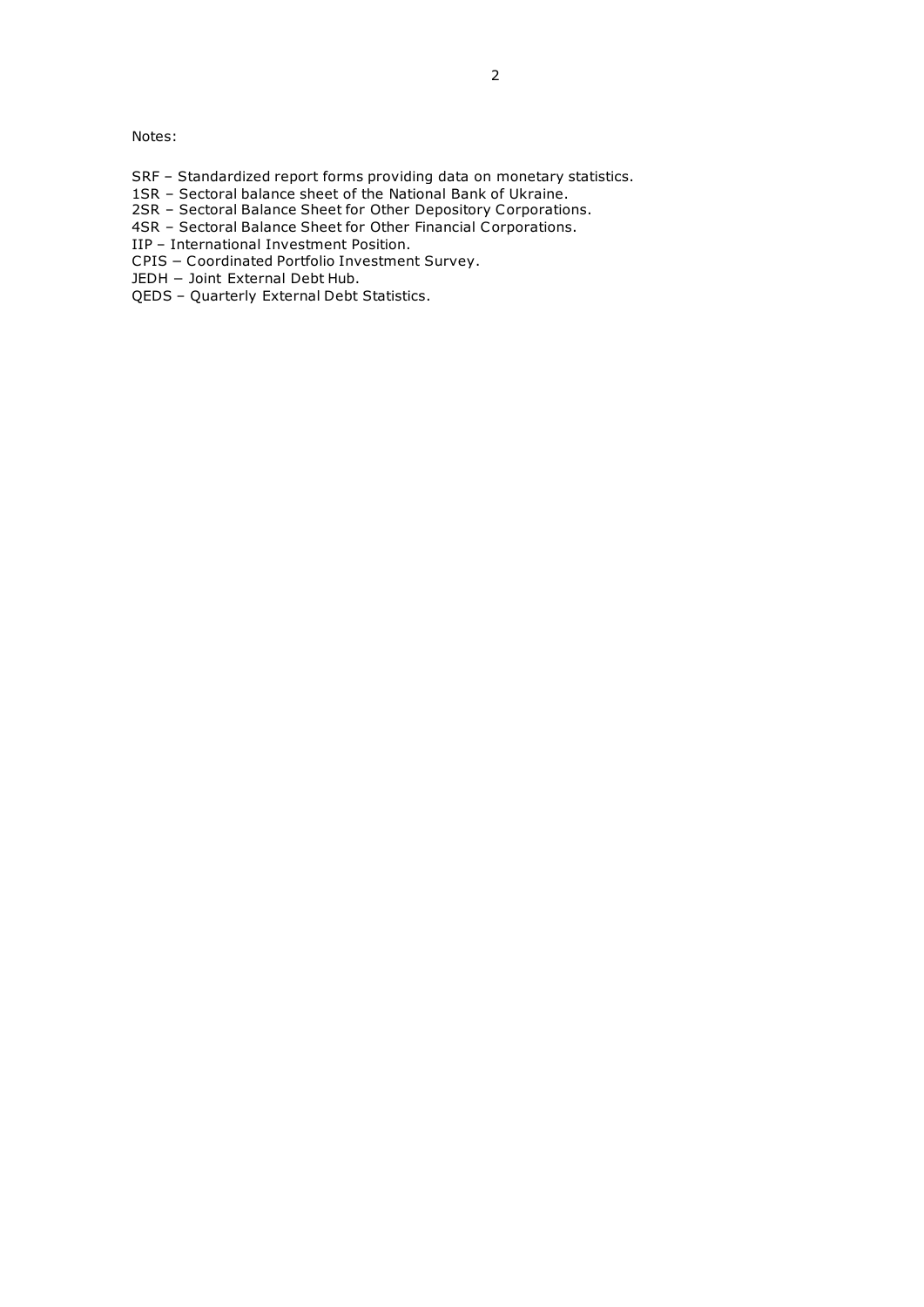Notes:

SRF – Standardized report forms providing data on monetary statistics.
1SR – Sectoral balance sheet of the National Bank of Ukraine.
2SR – Sectoral Balance Sheet for Other Depository Corporations.
4SR – Sectoral Balance Sheet for Other Financial Corporations.
IIP – International Investment Position.
CPIS – Coordinated Portfolio Investment Survey.
JEDH – Joint External Debt Hub.
QEDS – Quarterly External Debt Statistics.